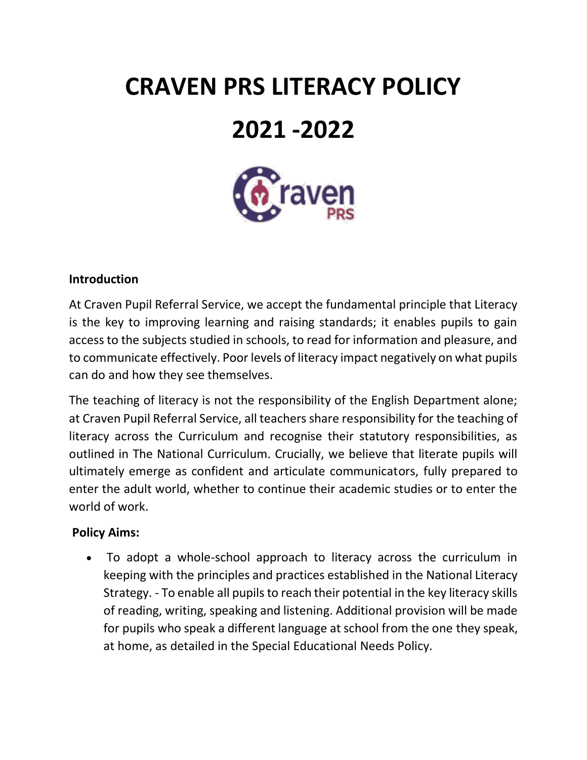# CRAVEN PRS LITERACY POLICY

# 2021 -2022

**Introduction**

At Craven Pupil Referral Service, we accept the fundamental principle that Literacy is the key to improving learning and raising standards; it enables pupils to gain access to the subjects studied in schools, to read for information and pleasure, and to communicate effectively. Poor levels of literacy impact negatively on what pupils can do and how they see themselves.

The teaching of literacy is not the responsibility of the English Department alone; at Craven Pupil Referral Service, all teachers share responsibility for the teaching of literacy across the Curriculum and recognise their statutory responsibilities, as outlined in The National Curriculum. Crucially, we believe that literate pupils will ultimately emerge as confident and articulate communicators, fully prepared to enter the adult world, whether to continue their academic studies or to enter the world of work.

**Policy Aims:**

- To adopt a whole-school approach to literacy across the curriculum in keeping with the principles and practices established in the National Literacy Strategy. - To enable all pupils to reach their potential in the key literacy skills of reading, writing, speaking and listening. Additional provision will be made for pupils who speak a different language at school from the one they speak, at home, as detailed in the Special Educational Needs Policy.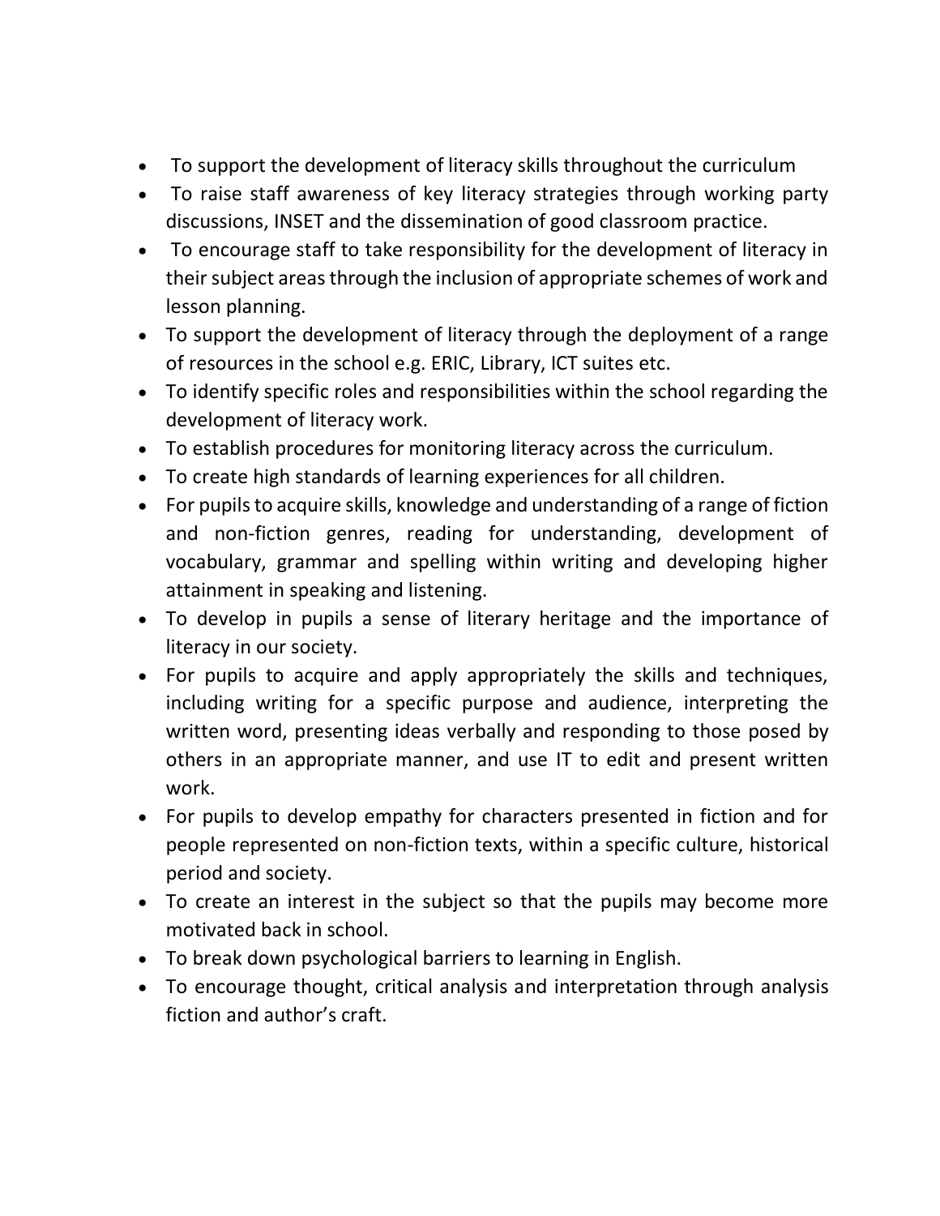- To support the development of literacy skills throughout the curriculum
- To raise staff awareness of key literacy strategies through working party discussions, INSET and the dissemination of good classroom practice.
- To encourage staff to take responsibility for the development of literacy in their subject areas through the inclusion of appropriate schemes of work and lesson planning.
- To support the development of literacy through the deployment of a range of resources in the school e.g. ERIC, Library, ICT suites etc.
- To identify specific roles and responsibilities within the school regarding the development of literacy work.
- To establish procedures for monitoring literacy across the curriculum.
- To create high standards of learning experiences for all children.
- For pupils to acquire skills, knowledge and understanding of a range of fiction and non-fiction genres, reading for understanding, development of vocabulary, grammar and spelling within writing and developing higher attainment in speaking and listening.
- To develop in pupils a sense of literary heritage and the importance of literacy in our society.
- For pupils to acquire and apply appropriately the skills and techniques, including writing for a specific purpose and audience, interpreting the written word, presenting ideas verbally and responding to those posed by others in an appropriate manner, and use IT to edit and present written work.
- For pupils to develop empathy for characters presented in fiction and for people represented on non-fiction texts, within a specific culture, historical period and society.
- To create an interest in the subject so that the pupils may become more motivated back in school.
- To break down psychological barriers to learning in English.
- To encourage thought, critical analysis and interpretation through analysis fiction and author's craft.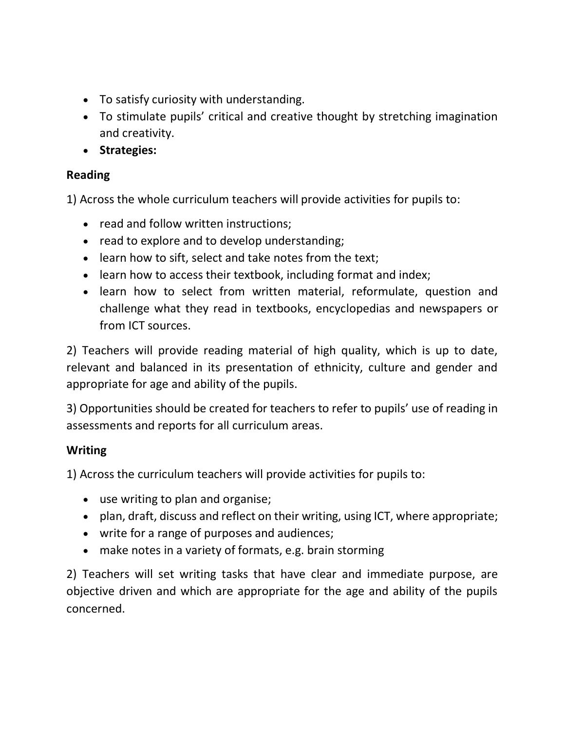- To satisfy curiosity with understanding.
- To stimulate pupils' critical and creative thought by stretching imagination and creativity.
- **Strategies:**

**Reading**

1) Across the whole curriculum teachers will provide activities for pupils to:

- read and follow written instructions;
- read to explore and to develop understanding;
- learn how to sift, select and take notes from the text;
- learn how to access their textbook, including format and index;
- learn how to select from written material, reformulate, question and challenge what they read in textbooks, encyclopedias and newspapers or from ICT sources.

2) Teachers will provide reading material of high quality, which is up to date, relevant and balanced in its presentation of ethnicity, culture and gender and appropriate for age and ability of the pupils.

3) Opportunities should be created for teachers to refer to pupils' use of reading in assessments and reports for all curriculum areas.

**Writing**

1) Across the curriculum teachers will provide activities for pupils to:

- use writing to plan and organise;
- plan, draft, discuss and reflect on their writing, using ICT, where appropriate;
- write for a range of purposes and audiences;
- make notes in a variety of formats, e.g. brain storming

2) Teachers will set writing tasks that have clear and immediate purpose, are objective driven and which are appropriate for the age and ability of the pupils concerned.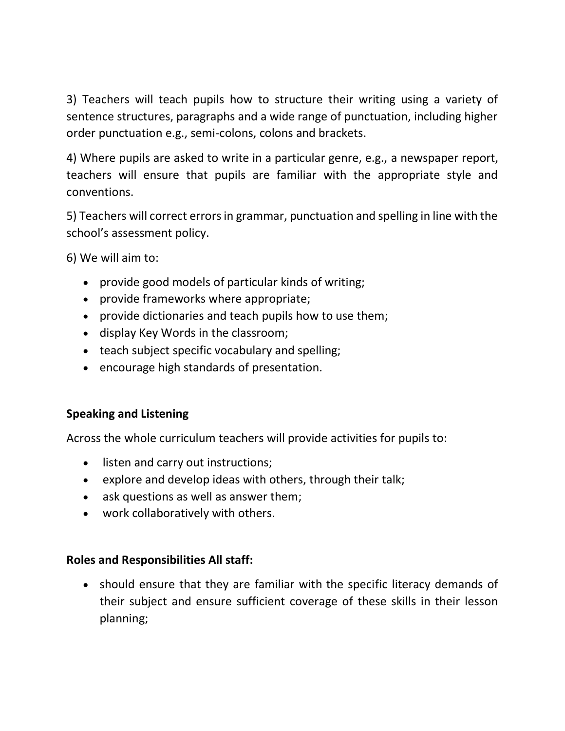3) Teachers will teach pupils how to structure their writing using a variety of sentence structures, paragraphs and a wide range of punctuation, including higher order punctuation e.g., semi-colons, colons and brackets.

4) Where pupils are asked to write in a particular genre, e.g., a newspaper report, teachers will ensure that pupils are familiar with the appropriate style and conventions.

5) Teachers will correct errors in grammar, punctuation and spelling in line with the school's assessment policy.

6) We will aim to:

- provide good models of particular kinds of writing;
- provide frameworks where appropriate;
- provide dictionaries and teach pupils how to use them;
- display Key Words in the classroom;
- teach subject specific vocabulary and spelling;
- encourage high standards of presentation.

**Speaking and Listening**

Across the whole curriculum teachers will provide activities for pupils to:

- listen and carry out instructions;
- explore and develop ideas with others, through their talk;
- ask questions as well as answer them;
- work collaboratively with others.

**Roles and Responsibilities All staff:**

- should ensure that they are familiar with the specific literacy demands of their subject and ensure sufficient coverage of these skills in their lesson planning;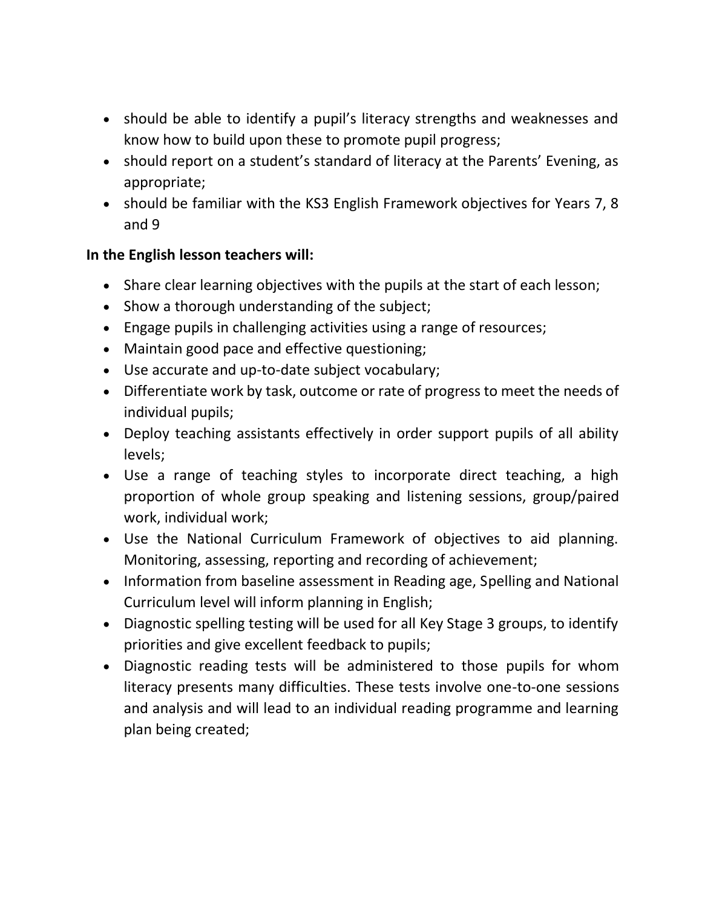- should be able to identify a pupil's literacy strengths and weaknesses and know how to build upon these to promote pupil progress;
- should report on a student's standard of literacy at the Parents' Evening, as appropriate;
- should be familiar with the KS3 English Framework objectives for Years 7, 8 and 9

**In the English lesson teachers will:**

- Share clear learning objectives with the pupils at the start of each lesson;
- Show a thorough understanding of the subject;
- Engage pupils in challenging activities using a range of resources;
- Maintain good pace and effective questioning;
- Use accurate and up-to-date subject vocabulary;
- Differentiate work by task, outcome or rate of progress to meet the needs of individual pupils;
- Deploy teaching assistants effectively in order support pupils of all ability levels;
- Use a range of teaching styles to incorporate direct teaching, a high proportion of whole group speaking and listening sessions, group/paired work, individual work;
- Use the National Curriculum Framework of objectives to aid planning. Monitoring, assessing, reporting and recording of achievement;
- Information from baseline assessment in Reading age, Spelling and National Curriculum level will inform planning in English;
- Diagnostic spelling testing will be used for all Key Stage 3 groups, to identify priorities and give excellent feedback to pupils;
- Diagnostic reading tests will be administered to those pupils for whom literacy presents many difficulties. These tests involve one-to-one sessions and analysis and will lead to an individual reading programme and learning plan being created;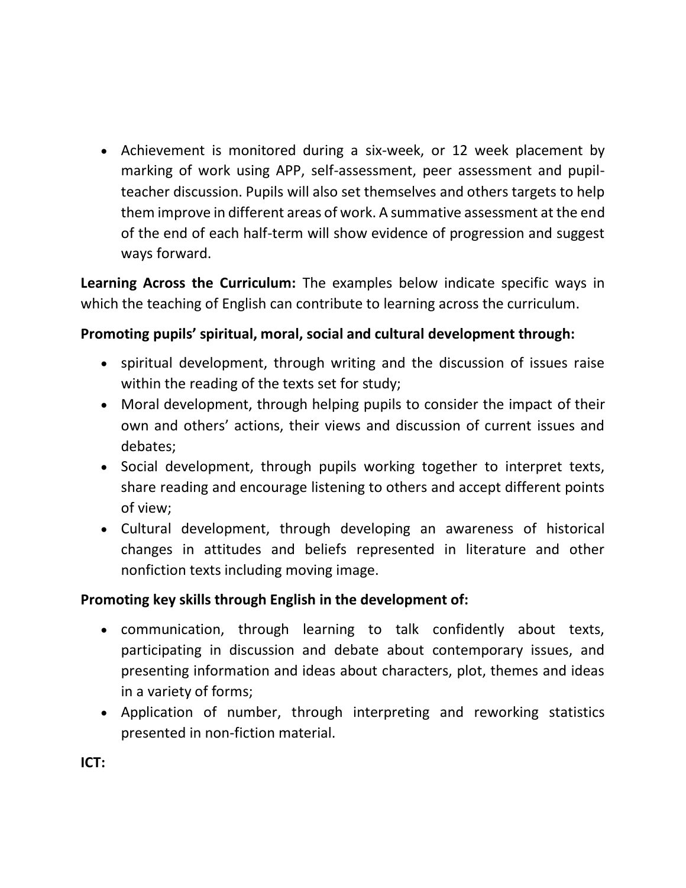- Achievement is monitored during a six-week, or 12 week placement by marking of work using APP, self-assessment, peer assessment and pupil-teacher discussion. Pupils will also set themselves and others targets to help them improve in different areas of work. A summative assessment at the end of the end of each half-term will show evidence of progression and suggest ways forward.

**Learning Across the Curriculum:** The examples below indicate specific ways in which the teaching of English can contribute to learning across the curriculum.

**Promoting pupils' spiritual, moral, social and cultural development through:**

- spiritual development, through writing and the discussion of issues raise within the reading of the texts set for study;
- Moral development, through helping pupils to consider the impact of their own and others' actions, their views and discussion of current issues and debates;
- Social development, through pupils working together to interpret texts, share reading and encourage listening to others and accept different points of view;
- Cultural development, through developing an awareness of historical changes in attitudes and beliefs represented in literature and other nonfiction texts including moving image.

**Promoting key skills through English in the development of:**

- communication, through learning to talk confidently about texts, participating in discussion and debate about contemporary issues, and presenting information and ideas about characters, plot, themes and ideas in a variety of forms;
- Application of number, through interpreting and reworking statistics presented in non-fiction material.

**ICT:**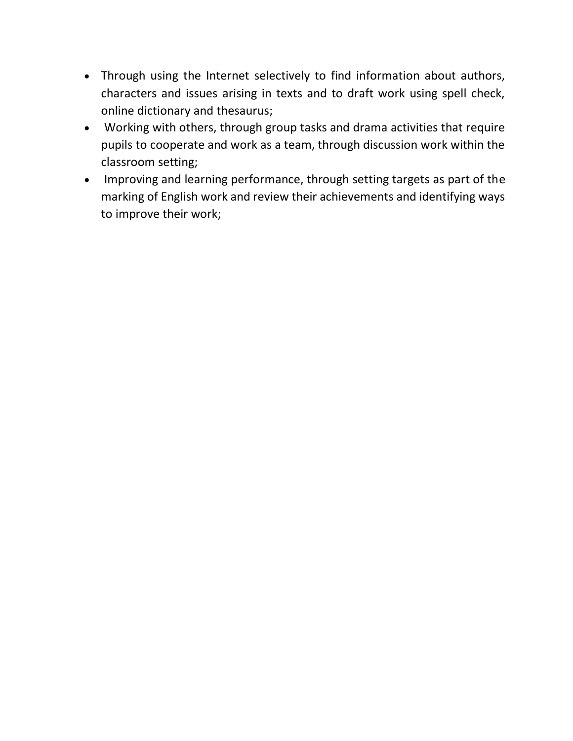- Through using the Internet selectively to find information about authors, characters and issues arising in texts and to draft work using spell check, online dictionary and thesaurus;
- Working with others, through group tasks and drama activities that require pupils to cooperate and work as a team, through discussion work within the classroom setting;
- Improving and learning performance, through setting targets as part of the marking of English work and review their achievements and identifying ways to improve their work;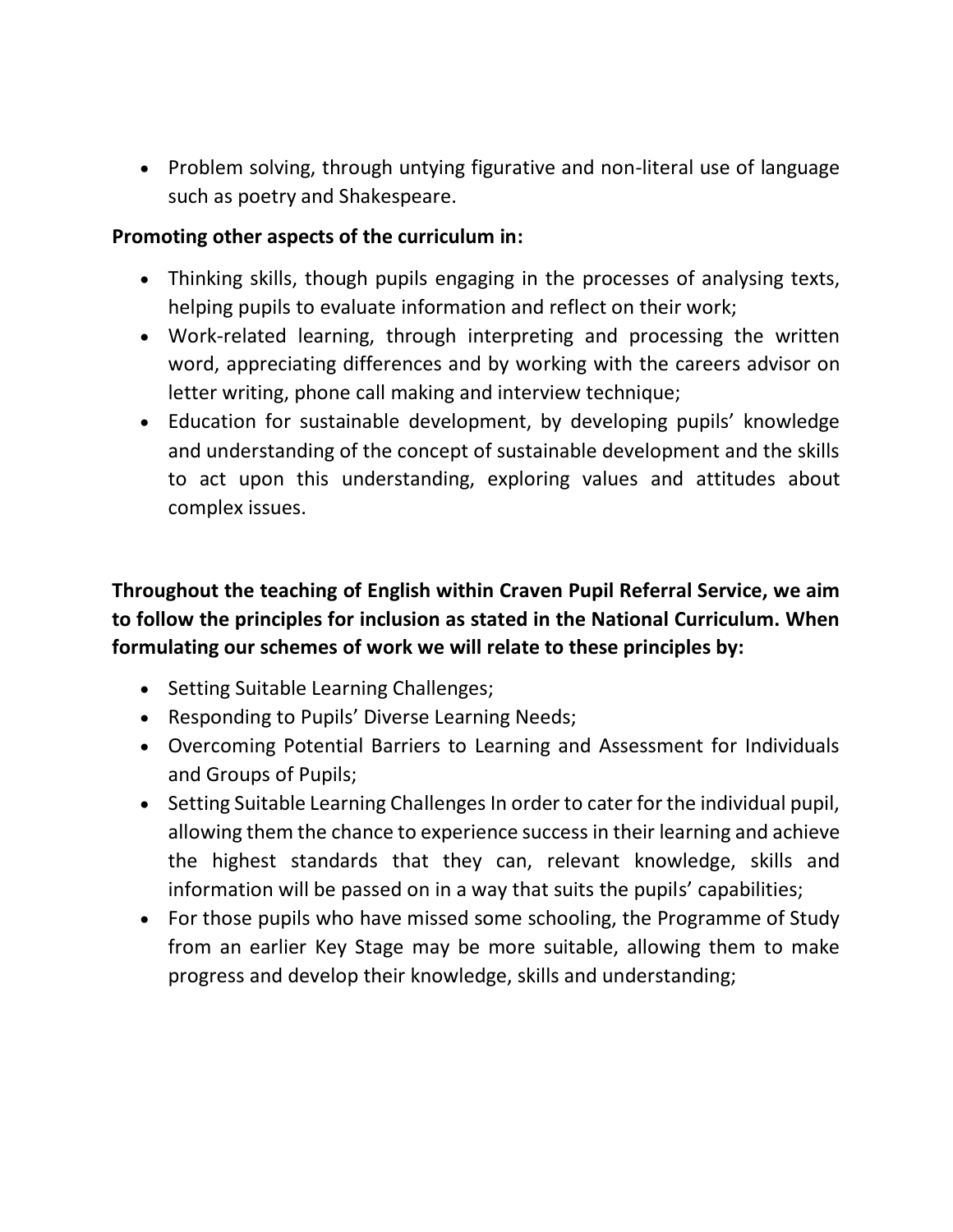- Problem solving, through untying figurative and non-literal use of language such as poetry and Shakespeare.

**Promoting other aspects of the curriculum in:**

- Thinking skills, though pupils engaging in the processes of analysing texts, helping pupils to evaluate information and reflect on their work;
- Work-related learning, through interpreting and processing the written word, appreciating differences and by working with the careers advisor on letter writing, phone call making and interview technique;
- Education for sustainable development, by developing pupils' knowledge and understanding of the concept of sustainable development and the skills to act upon this understanding, exploring values and attitudes about complex issues.

**Throughout the teaching of English within Craven Pupil Referral Service, we aim to follow the principles for inclusion as stated in the National Curriculum. When formulating our schemes of work we will relate to these principles by:**

- Setting Suitable Learning Challenges;
- Responding to Pupils' Diverse Learning Needs;
- Overcoming Potential Barriers to Learning and Assessment for Individuals and Groups of Pupils;
- Setting Suitable Learning Challenges In order to cater for the individual pupil, allowing them the chance to experience success in their learning and achieve the highest standards that they can, relevant knowledge, skills and information will be passed on in a way that suits the pupils' capabilities;
- For those pupils who have missed some schooling, the Programme of Study from an earlier Key Stage may be more suitable, allowing them to make progress and develop their knowledge, skills and understanding;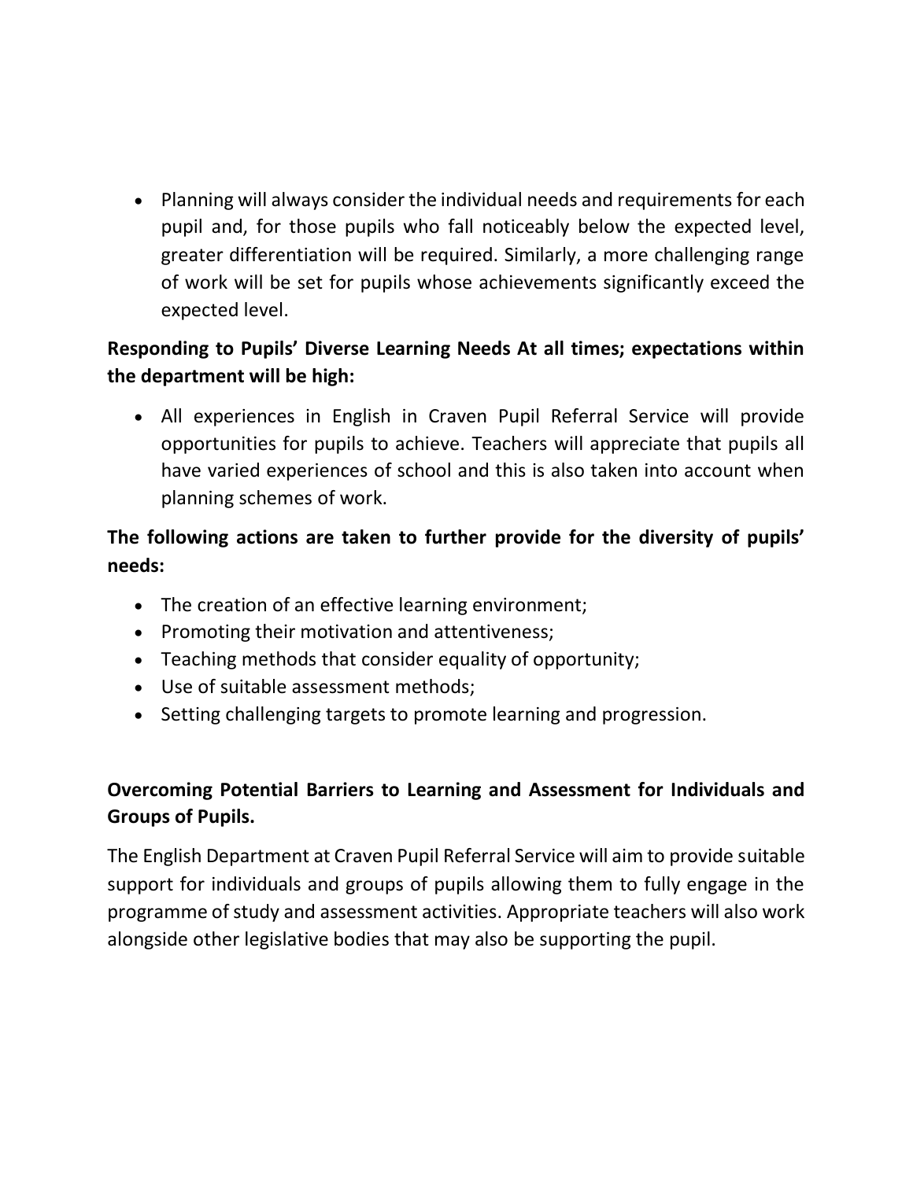- Planning will always consider the individual needs and requirements for each pupil and, for those pupils who fall noticeably below the expected level, greater differentiation will be required. Similarly, a more challenging range of work will be set for pupils whose achievements significantly exceed the expected level.

**Responding to Pupils' Diverse Learning Needs At all times; expectations within the department will be high:**

- All experiences in English in Craven Pupil Referral Service will provide opportunities for pupils to achieve. Teachers will appreciate that pupils all have varied experiences of school and this is also taken into account when planning schemes of work.

**The following actions are taken to further provide for the diversity of pupils' needs:**

- The creation of an effective learning environment;
- Promoting their motivation and attentiveness;
- Teaching methods that consider equality of opportunity;
- Use of suitable assessment methods;
- Setting challenging targets to promote learning and progression.

**Overcoming Potential Barriers to Learning and Assessment for Individuals and Groups of Pupils.**

The English Department at Craven Pupil Referral Service will aim to provide suitable support for individuals and groups of pupils allowing them to fully engage in the programme of study and assessment activities. Appropriate teachers will also work alongside other legislative bodies that may also be supporting the pupil.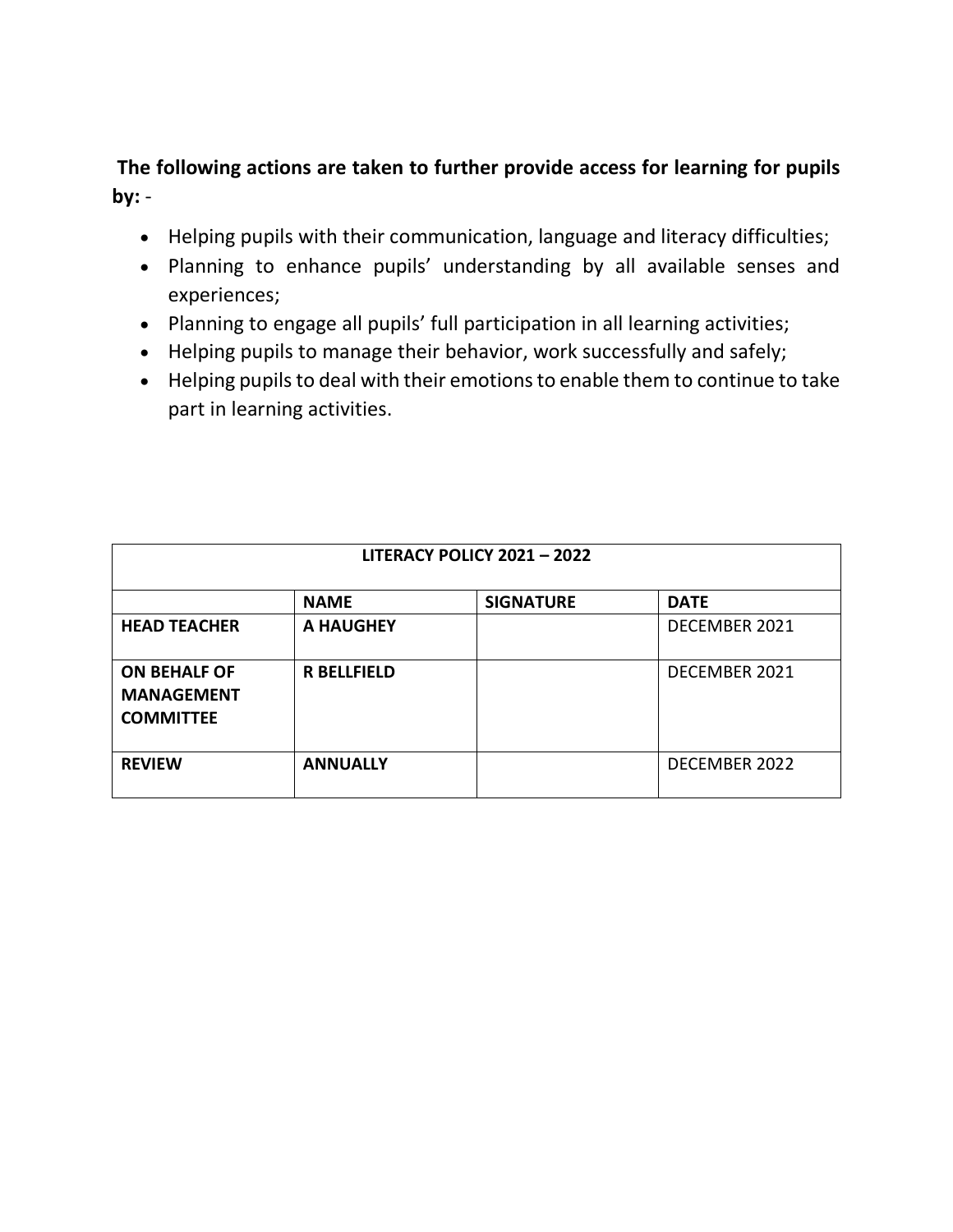**The following actions are taken to further provide access for learning for pupils by:** -

- Helping pupils with their communication, language and literacy difficulties;
- Planning to enhance pupils' understanding by all available senses and experiences;
- Planning to engage all pupils' full participation in all learning activities;
- Helping pupils to manage their behavior, work successfully and safely;
- Helping pupils to deal with their emotions to enable them to continue to take part in learning activities.

| **LITERACY POLICY 2021 – 2022** | | | |
|---|---|---|---|
| | **NAME** | **SIGNATURE** | **DATE** |
| **HEAD TEACHER** | **A HAUGHEY** | | DECEMBER 2021 |
| **ON BEHALF OF MANAGEMENT COMMITTEE** | **R BELLFIELD** | | DECEMBER 2021 |
| **REVIEW** | **ANNUALLY** | | DECEMBER 2022 |